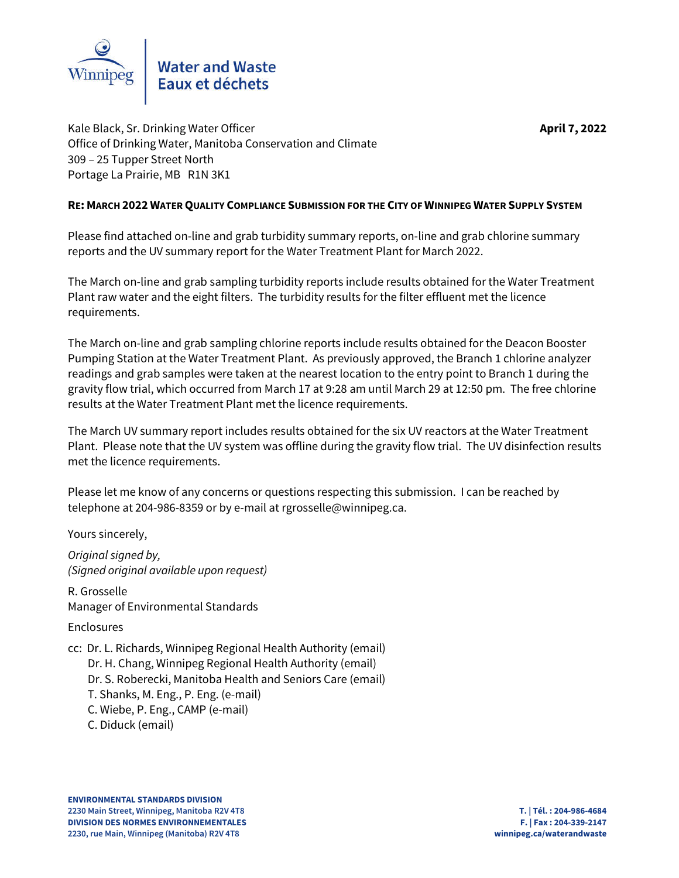Water and Waste
Eaux et déchets

Kale Black, Sr. Drinking Water Officer
Office of Drinking Water, Manitoba Conservation and Climate
309 – 25 Tupper Street North
Portage La Prairie, MB R1N 3K1

**April 7, 2022**

**RE: MARCH 2022 WATER QUALITY COMPLIANCE SUBMISSION FOR THE CITY OF WINNIPEG WATER SUPPLY SYSTEM**

Please find attached on-line and grab turbidity summary reports, on-line and grab chlorine summary reports and the UV summary report for the Water Treatment Plant for March 2022.

The March on-line and grab sampling turbidity reports include results obtained for the Water Treatment Plant raw water and the eight filters. The turbidity results for the filter effluent met the licence requirements.

The March on-line and grab sampling chlorine reports include results obtained for the Deacon Booster Pumping Station at the Water Treatment Plant. As previously approved, the Branch 1 chlorine analyzer readings and grab samples were taken at the nearest location to the entry point to Branch 1 during the gravity flow trial, which occurred from March 17 at 9:28 am until March 29 at 12:50 pm. The free chlorine results at the Water Treatment Plant met the licence requirements.

The March UV summary report includes results obtained for the six UV reactors at the Water Treatment Plant. Please note that the UV system was offline during the gravity flow trial. The UV disinfection results met the licence requirements.

Please let me know of any concerns or questions respecting this submission. I can be reached by telephone at 204-986-8359 or by e-mail at rgrosselle@winnipeg.ca.

Yours sincerely,

*Original signed by,*
*(Signed original available upon request)*

R. Grosselle
Manager of Environmental Standards

Enclosures

cc: Dr. L. Richards, Winnipeg Regional Health Authority (email)
Dr. H. Chang, Winnipeg Regional Health Authority (email)
Dr. S. Roberecki, Manitoba Health and Seniors Care (email)
T. Shanks, M. Eng., P. Eng. (e-mail)
C. Wiebe, P. Eng., CAMP (e-mail)
C. Diduck (email)

**ENVIRONMENTAL STANDARDS DIVISION**
**2230 Main Street, Winnipeg, Manitoba R2V 4T8**
**DIVISION DES NORMES ENVIRONNEMENTALES**
**2230, rue Main, Winnipeg (Manitoba) R2V 4T8**

**T. | Tél. : 204-986-4684**
**F. | Fax : 204-339-2147**
**winnipeg.ca/waterandwaste**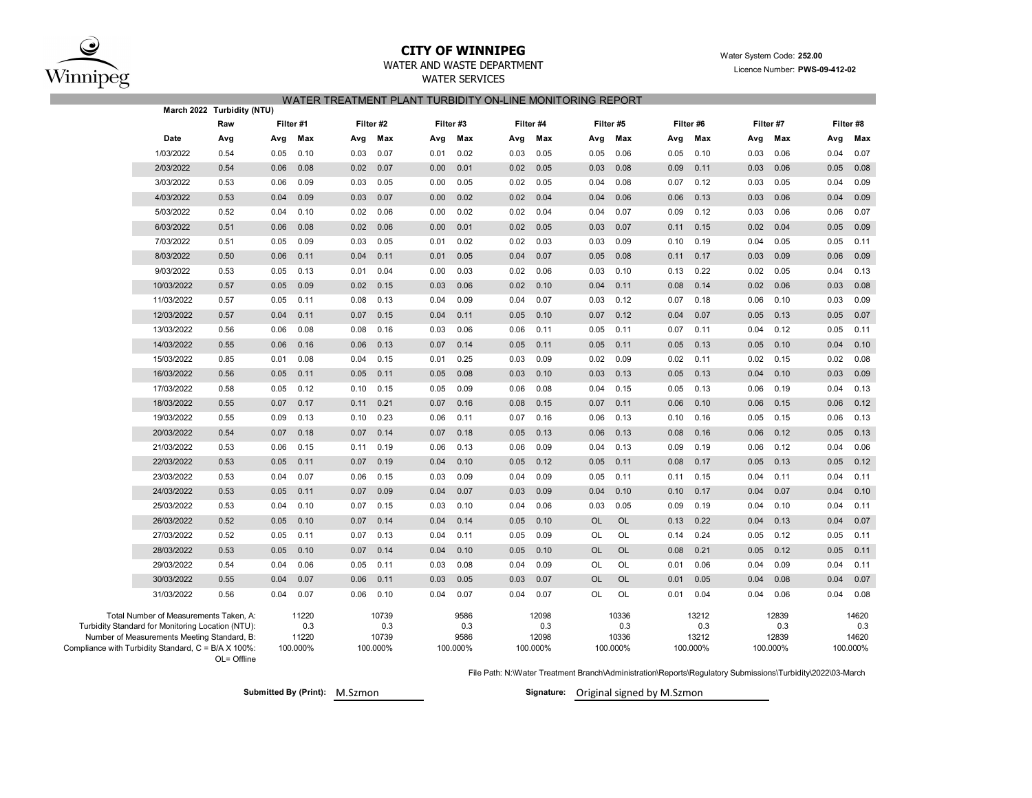# CITY OF WINNIPEG

WATER AND WASTE DEPARTMENT

WATER SERVICES

Water System Code: **252.00**

Licence Number: **PWS-09-412-02**

## WATER TREATMENT PLANT TURBIDITY ON-LINE MONITORING REPORT

**March 2022 Turbidity (NTU)**

| | Raw | Filter #1 | | Filter #2 | | Filter #3 | | Filter #4 | | Filter #5 | | Filter #6 | | Filter #7 | | Filter #8 | |
|---|---|---|---|---|---|---|---|---|---|---|---|---|---|---|---|---|---|
| **Date** | **Avg** | **Avg** | **Max** | **Avg** | **Max** | **Avg** | **Max** | **Avg** | **Max** | **Avg** | **Max** | **Avg** | **Max** | **Avg** | **Max** | **Avg** | **Max** |
| 1/03/2022 | 0.54 | 0.05 | 0.10 | 0.03 | 0.07 | 0.01 | 0.02 | 0.03 | 0.05 | 0.05 | 0.06 | 0.05 | 0.10 | 0.03 | 0.06 | 0.04 | 0.07 |
| 2/03/2022 | 0.54 | 0.06 | 0.08 | 0.02 | 0.07 | 0.00 | 0.01 | 0.02 | 0.05 | 0.03 | 0.08 | 0.09 | 0.11 | 0.03 | 0.06 | 0.05 | 0.08 |
| 3/03/2022 | 0.53 | 0.06 | 0.09 | 0.03 | 0.05 | 0.00 | 0.05 | 0.02 | 0.05 | 0.04 | 0.08 | 0.07 | 0.12 | 0.03 | 0.05 | 0.04 | 0.09 |
| 4/03/2022 | 0.53 | 0.04 | 0.09 | 0.03 | 0.07 | 0.00 | 0.02 | 0.02 | 0.04 | 0.04 | 0.06 | 0.06 | 0.13 | 0.03 | 0.06 | 0.04 | 0.09 |
| 5/03/2022 | 0.52 | 0.04 | 0.10 | 0.02 | 0.06 | 0.00 | 0.02 | 0.02 | 0.04 | 0.04 | 0.07 | 0.09 | 0.12 | 0.03 | 0.06 | 0.06 | 0.07 |
| 6/03/2022 | 0.51 | 0.06 | 0.08 | 0.02 | 0.06 | 0.00 | 0.01 | 0.02 | 0.05 | 0.03 | 0.07 | 0.11 | 0.15 | 0.02 | 0.04 | 0.05 | 0.09 |
| 7/03/2022 | 0.51 | 0.05 | 0.09 | 0.03 | 0.05 | 0.01 | 0.02 | 0.02 | 0.03 | 0.03 | 0.09 | 0.10 | 0.19 | 0.04 | 0.05 | 0.05 | 0.11 |
| 8/03/2022 | 0.50 | 0.06 | 0.11 | 0.04 | 0.11 | 0.01 | 0.05 | 0.04 | 0.07 | 0.05 | 0.08 | 0.11 | 0.17 | 0.03 | 0.09 | 0.06 | 0.09 |
| 9/03/2022 | 0.53 | 0.05 | 0.13 | 0.01 | 0.04 | 0.00 | 0.03 | 0.02 | 0.06 | 0.03 | 0.10 | 0.13 | 0.22 | 0.02 | 0.05 | 0.04 | 0.13 |
| 10/03/2022 | 0.57 | 0.05 | 0.09 | 0.02 | 0.15 | 0.03 | 0.06 | 0.02 | 0.10 | 0.04 | 0.11 | 0.08 | 0.14 | 0.02 | 0.06 | 0.03 | 0.08 |
| 11/03/2022 | 0.57 | 0.05 | 0.11 | 0.08 | 0.13 | 0.04 | 0.09 | 0.04 | 0.07 | 0.03 | 0.12 | 0.07 | 0.18 | 0.06 | 0.10 | 0.03 | 0.09 |
| 12/03/2022 | 0.57 | 0.04 | 0.11 | 0.07 | 0.15 | 0.04 | 0.11 | 0.05 | 0.10 | 0.07 | 0.12 | 0.04 | 0.07 | 0.05 | 0.13 | 0.05 | 0.07 |
| 13/03/2022 | 0.56 | 0.06 | 0.08 | 0.08 | 0.16 | 0.03 | 0.06 | 0.06 | 0.11 | 0.05 | 0.11 | 0.07 | 0.11 | 0.04 | 0.12 | 0.05 | 0.11 |
| 14/03/2022 | 0.55 | 0.06 | 0.16 | 0.06 | 0.13 | 0.07 | 0.14 | 0.05 | 0.11 | 0.05 | 0.11 | 0.05 | 0.13 | 0.05 | 0.10 | 0.04 | 0.10 |
| 15/03/2022 | 0.85 | 0.01 | 0.08 | 0.04 | 0.15 | 0.01 | 0.25 | 0.03 | 0.09 | 0.02 | 0.09 | 0.02 | 0.11 | 0.02 | 0.15 | 0.02 | 0.08 |
| 16/03/2022 | 0.56 | 0.05 | 0.11 | 0.05 | 0.11 | 0.05 | 0.08 | 0.03 | 0.10 | 0.03 | 0.13 | 0.05 | 0.13 | 0.04 | 0.10 | 0.03 | 0.09 |
| 17/03/2022 | 0.58 | 0.05 | 0.12 | 0.10 | 0.15 | 0.05 | 0.09 | 0.06 | 0.08 | 0.04 | 0.15 | 0.05 | 0.13 | 0.06 | 0.19 | 0.04 | 0.13 |
| 18/03/2022 | 0.55 | 0.07 | 0.17 | 0.11 | 0.21 | 0.07 | 0.16 | 0.08 | 0.15 | 0.07 | 0.11 | 0.06 | 0.10 | 0.06 | 0.15 | 0.06 | 0.12 |
| 19/03/2022 | 0.55 | 0.09 | 0.13 | 0.10 | 0.23 | 0.06 | 0.11 | 0.07 | 0.16 | 0.06 | 0.13 | 0.10 | 0.16 | 0.05 | 0.15 | 0.06 | 0.13 |
| 20/03/2022 | 0.54 | 0.07 | 0.18 | 0.07 | 0.14 | 0.07 | 0.18 | 0.05 | 0.13 | 0.06 | 0.13 | 0.08 | 0.16 | 0.06 | 0.12 | 0.05 | 0.13 |
| 21/03/2022 | 0.53 | 0.06 | 0.15 | 0.11 | 0.19 | 0.06 | 0.13 | 0.06 | 0.09 | 0.04 | 0.13 | 0.09 | 0.19 | 0.06 | 0.12 | 0.04 | 0.06 |
| 22/03/2022 | 0.53 | 0.05 | 0.11 | 0.07 | 0.19 | 0.04 | 0.10 | 0.05 | 0.12 | 0.05 | 0.11 | 0.08 | 0.17 | 0.05 | 0.13 | 0.05 | 0.12 |
| 23/03/2022 | 0.53 | 0.04 | 0.07 | 0.06 | 0.15 | 0.03 | 0.09 | 0.04 | 0.09 | 0.05 | 0.11 | 0.11 | 0.15 | 0.04 | 0.11 | 0.04 | 0.11 |
| 24/03/2022 | 0.53 | 0.05 | 0.11 | 0.07 | 0.09 | 0.04 | 0.07 | 0.03 | 0.09 | 0.04 | 0.10 | 0.10 | 0.17 | 0.04 | 0.07 | 0.04 | 0.10 |
| 25/03/2022 | 0.53 | 0.04 | 0.10 | 0.07 | 0.15 | 0.03 | 0.10 | 0.04 | 0.06 | 0.03 | 0.05 | 0.09 | 0.19 | 0.04 | 0.10 | 0.04 | 0.11 |
| 26/03/2022 | 0.52 | 0.05 | 0.10 | 0.07 | 0.14 | 0.04 | 0.14 | 0.05 | 0.10 | OL | OL | 0.13 | 0.22 | 0.04 | 0.13 | 0.04 | 0.07 |
| 27/03/2022 | 0.52 | 0.05 | 0.11 | 0.07 | 0.13 | 0.04 | 0.11 | 0.05 | 0.09 | OL | OL | 0.14 | 0.24 | 0.05 | 0.12 | 0.05 | 0.11 |
| 28/03/2022 | 0.53 | 0.05 | 0.10 | 0.07 | 0.14 | 0.04 | 0.10 | 0.05 | 0.10 | OL | OL | 0.08 | 0.21 | 0.05 | 0.12 | 0.05 | 0.11 |
| 29/03/2022 | 0.54 | 0.04 | 0.06 | 0.05 | 0.11 | 0.03 | 0.08 | 0.04 | 0.09 | OL | OL | 0.01 | 0.06 | 0.04 | 0.09 | 0.04 | 0.11 |
| 30/03/2022 | 0.55 | 0.04 | 0.07 | 0.06 | 0.11 | 0.03 | 0.05 | 0.03 | 0.07 | OL | OL | 0.01 | 0.05 | 0.04 | 0.08 | 0.04 | 0.07 |
| 31/03/2022 | 0.56 | 0.04 | 0.07 | 0.06 | 0.10 | 0.04 | 0.07 | 0.04 | 0.07 | OL | OL | 0.01 | 0.04 | 0.04 | 0.06 | 0.04 | 0.08 |

| | Filter #1 | Filter #2 | Filter #3 | Filter #4 | Filter #5 | Filter #6 | Filter #7 | Filter #8 |
|---|---|---|---|---|---|---|---|---|
| Total Number of Measurements Taken, A: | 11220 | 10739 | 9586 | 12098 | 10336 | 13212 | 12839 | 14620 |
| Turbidity Standard for Monitoring Location (NTU): | 0.3 | 0.3 | 0.3 | 0.3 | 0.3 | 0.3 | 0.3 | 0.3 |
| Number of Measurements Meeting Standard, B: | 11220 | 10739 | 9586 | 12098 | 10336 | 13212 | 12839 | 14620 |
| Compliance with Turbidity Standard, C = B/A X 100%: | 100.000% | 100.000% | 100.000% | 100.000% | 100.000% | 100.000% | 100.000% | 100.000% |

OL= Offline

File Path: N:\Water Treatment Branch\Administration\Reports\Regulatory Submissions\Turbidity\2022\03-March

**Submitted By (Print):** M.Szmon

**Signature:** Original signed by M.Szmon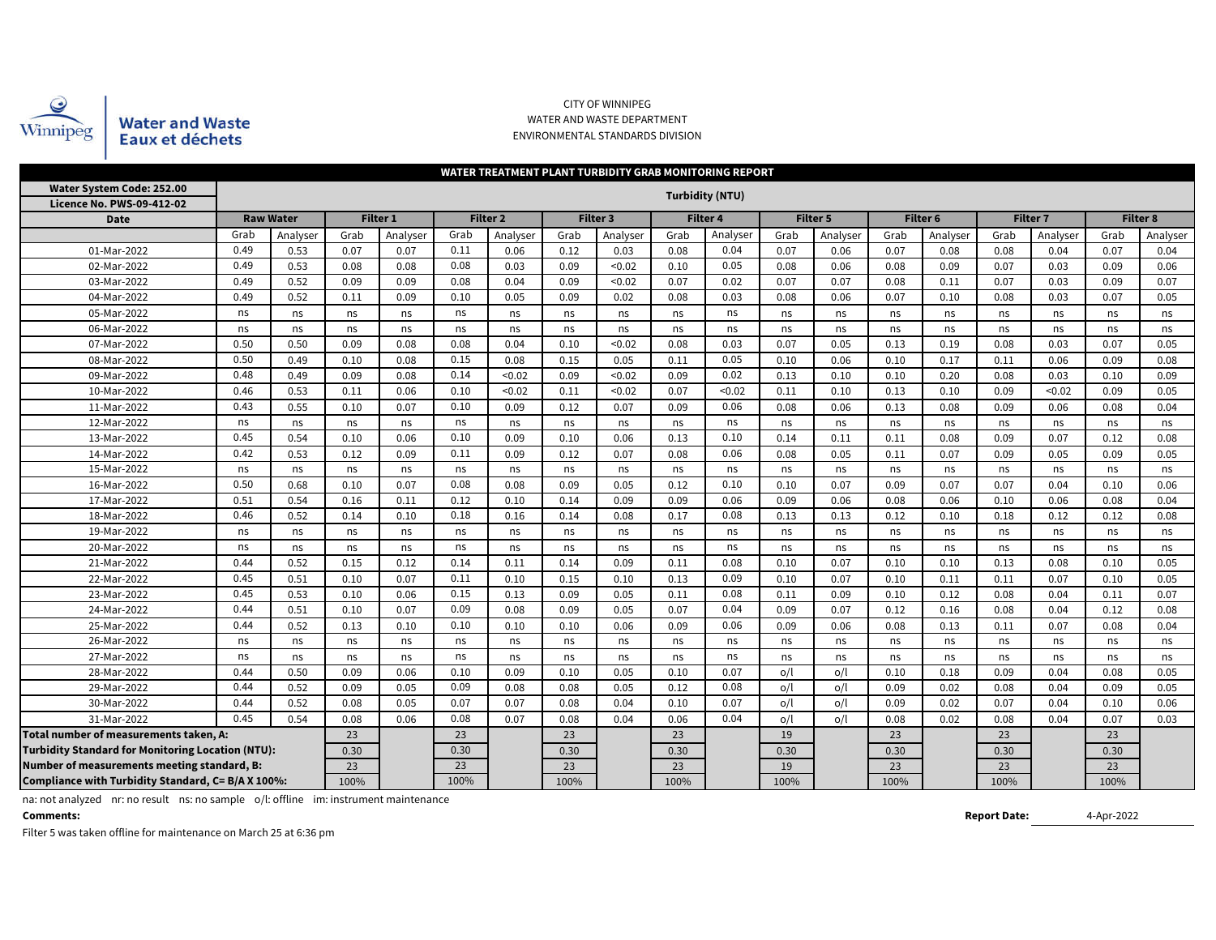CITY OF WINNIPEG
WATER AND WASTE DEPARTMENT
ENVIRONMENTAL STANDARDS DIVISION

Water and Waste
Eaux et déchets

## WATER TREATMENT PLANT TURBIDITY GRAB MONITORING REPORT

| Water System Code: 252.00<br>Licence No. PWS-09-412-02 | Turbidity (NTU) | | | | | | | | | | | | | | | | | |
|---|---|---|---|---|---|---|---|---|---|---|---|---|---|---|---|---|---|---|
| Date | Raw Water | | Filter 1 | | Filter 2 | | Filter 3 | | Filter 4 | | Filter 5 | | Filter 6 | | Filter 7 | | Filter 8 | |
| | Grab | Analyser | Grab | Analyser | Grab | Analyser | Grab | Analyser | Grab | Analyser | Grab | Analyser | Grab | Analyser | Grab | Analyser | Grab | Analyser |
| 01-Mar-2022 | 0.49 | 0.53 | 0.07 | 0.07 | 0.11 | 0.06 | 0.12 | 0.03 | 0.08 | 0.04 | 0.07 | 0.06 | 0.07 | 0.08 | 0.08 | 0.04 | 0.07 | 0.04 |
| 02-Mar-2022 | 0.49 | 0.53 | 0.08 | 0.08 | 0.08 | 0.03 | 0.09 | <0.02 | 0.10 | 0.05 | 0.08 | 0.06 | 0.08 | 0.09 | 0.07 | 0.03 | 0.09 | 0.06 |
| 03-Mar-2022 | 0.49 | 0.52 | 0.09 | 0.09 | 0.08 | 0.04 | 0.09 | <0.02 | 0.07 | 0.02 | 0.07 | 0.07 | 0.08 | 0.11 | 0.07 | 0.03 | 0.09 | 0.07 |
| 04-Mar-2022 | 0.49 | 0.52 | 0.11 | 0.09 | 0.10 | 0.05 | 0.09 | 0.02 | 0.08 | 0.03 | 0.08 | 0.06 | 0.07 | 0.10 | 0.08 | 0.03 | 0.07 | 0.05 |
| 05-Mar-2022 | ns | ns | ns | ns | ns | ns | ns | ns | ns | ns | ns | ns | ns | ns | ns | ns | ns | ns |
| 06-Mar-2022 | ns | ns | ns | ns | ns | ns | ns | ns | ns | ns | ns | ns | ns | ns | ns | ns | ns | ns |
| 07-Mar-2022 | 0.50 | 0.50 | 0.09 | 0.08 | 0.08 | 0.04 | 0.10 | <0.02 | 0.08 | 0.03 | 0.07 | 0.05 | 0.13 | 0.19 | 0.08 | 0.03 | 0.07 | 0.05 |
| 08-Mar-2022 | 0.50 | 0.49 | 0.10 | 0.08 | 0.15 | 0.08 | 0.15 | 0.05 | 0.11 | 0.05 | 0.10 | 0.06 | 0.10 | 0.17 | 0.11 | 0.06 | 0.09 | 0.08 |
| 09-Mar-2022 | 0.48 | 0.49 | 0.09 | 0.08 | 0.14 | <0.02 | 0.09 | <0.02 | 0.09 | 0.02 | 0.13 | 0.10 | 0.10 | 0.20 | 0.08 | 0.03 | 0.10 | 0.09 |
| 10-Mar-2022 | 0.46 | 0.53 | 0.11 | 0.06 | 0.10 | <0.02 | 0.11 | <0.02 | 0.07 | <0.02 | 0.11 | 0.10 | 0.13 | 0.10 | 0.09 | <0.02 | 0.09 | 0.05 |
| 11-Mar-2022 | 0.43 | 0.55 | 0.10 | 0.07 | 0.10 | 0.09 | 0.12 | 0.07 | 0.09 | 0.06 | 0.08 | 0.06 | 0.13 | 0.08 | 0.09 | 0.06 | 0.08 | 0.04 |
| 12-Mar-2022 | ns | ns | ns | ns | ns | ns | ns | ns | ns | ns | ns | ns | ns | ns | ns | ns | ns | ns |
| 13-Mar-2022 | 0.45 | 0.54 | 0.10 | 0.06 | 0.10 | 0.09 | 0.10 | 0.06 | 0.13 | 0.10 | 0.14 | 0.11 | 0.11 | 0.08 | 0.09 | 0.07 | 0.12 | 0.08 |
| 14-Mar-2022 | 0.42 | 0.53 | 0.12 | 0.09 | 0.11 | 0.09 | 0.12 | 0.07 | 0.08 | 0.06 | 0.08 | 0.05 | 0.11 | 0.07 | 0.09 | 0.05 | 0.09 | 0.05 |
| 15-Mar-2022 | ns | ns | ns | ns | ns | ns | ns | ns | ns | ns | ns | ns | ns | ns | ns | ns | ns | ns |
| 16-Mar-2022 | 0.50 | 0.68 | 0.10 | 0.07 | 0.08 | 0.08 | 0.09 | 0.05 | 0.12 | 0.10 | 0.10 | 0.07 | 0.09 | 0.07 | 0.07 | 0.04 | 0.10 | 0.06 |
| 17-Mar-2022 | 0.51 | 0.54 | 0.16 | 0.11 | 0.12 | 0.10 | 0.14 | 0.09 | 0.09 | 0.06 | 0.09 | 0.06 | 0.08 | 0.06 | 0.10 | 0.06 | 0.08 | 0.04 |
| 18-Mar-2022 | 0.46 | 0.52 | 0.14 | 0.10 | 0.18 | 0.16 | 0.14 | 0.08 | 0.17 | 0.08 | 0.13 | 0.13 | 0.12 | 0.10 | 0.18 | 0.12 | 0.12 | 0.08 |
| 19-Mar-2022 | ns | ns | ns | ns | ns | ns | ns | ns | ns | ns | ns | ns | ns | ns | ns | ns | ns | ns |
| 20-Mar-2022 | ns | ns | ns | ns | ns | ns | ns | ns | ns | ns | ns | ns | ns | ns | ns | ns | ns | ns |
| 21-Mar-2022 | 0.44 | 0.52 | 0.15 | 0.12 | 0.14 | 0.11 | 0.14 | 0.09 | 0.11 | 0.08 | 0.10 | 0.07 | 0.10 | 0.10 | 0.13 | 0.08 | 0.10 | 0.05 |
| 22-Mar-2022 | 0.45 | 0.51 | 0.10 | 0.07 | 0.11 | 0.10 | 0.15 | 0.10 | 0.13 | 0.09 | 0.10 | 0.07 | 0.10 | 0.11 | 0.11 | 0.07 | 0.10 | 0.05 |
| 23-Mar-2022 | 0.45 | 0.53 | 0.10 | 0.06 | 0.15 | 0.13 | 0.09 | 0.05 | 0.11 | 0.08 | 0.11 | 0.09 | 0.10 | 0.12 | 0.08 | 0.04 | 0.11 | 0.07 |
| 24-Mar-2022 | 0.44 | 0.51 | 0.10 | 0.07 | 0.09 | 0.08 | 0.09 | 0.05 | 0.07 | 0.04 | 0.09 | 0.07 | 0.12 | 0.16 | 0.08 | 0.04 | 0.12 | 0.08 |
| 25-Mar-2022 | 0.44 | 0.52 | 0.13 | 0.10 | 0.10 | 0.10 | 0.10 | 0.06 | 0.09 | 0.06 | 0.09 | 0.06 | 0.08 | 0.13 | 0.11 | 0.07 | 0.08 | 0.04 |
| 26-Mar-2022 | ns | ns | ns | ns | ns | ns | ns | ns | ns | ns | ns | ns | ns | ns | ns | ns | ns | ns |
| 27-Mar-2022 | ns | ns | ns | ns | ns | ns | ns | ns | ns | ns | ns | ns | ns | ns | ns | ns | ns | ns |
| 28-Mar-2022 | 0.44 | 0.50 | 0.09 | 0.06 | 0.10 | 0.09 | 0.10 | 0.05 | 0.10 | 0.07 | o/l | o/l | 0.10 | 0.18 | 0.09 | 0.04 | 0.08 | 0.05 |
| 29-Mar-2022 | 0.44 | 0.52 | 0.09 | 0.05 | 0.09 | 0.08 | 0.08 | 0.05 | 0.12 | 0.08 | o/l | o/l | 0.09 | 0.02 | 0.08 | 0.04 | 0.09 | 0.05 |
| 30-Mar-2022 | 0.44 | 0.52 | 0.08 | 0.05 | 0.07 | 0.07 | 0.08 | 0.04 | 0.10 | 0.07 | o/l | o/l | 0.09 | 0.02 | 0.07 | 0.04 | 0.10 | 0.06 |
| 31-Mar-2022 | 0.45 | 0.54 | 0.08 | 0.06 | 0.08 | 0.07 | 0.08 | 0.04 | 0.06 | 0.04 | o/l | o/l | 0.08 | 0.02 | 0.08 | 0.04 | 0.07 | 0.03 |
| Total number of measurements taken, A: | | | 23 | | 23 | | 23 | | 23 | | 19 | | 23 | | 23 | | 23 | |
| Turbidity Standard for Monitoring Location (NTU): | | | 0.30 | | 0.30 | | 0.30 | | 0.30 | | 0.30 | | 0.30 | | 0.30 | | 0.30 | |
| Number of measurements meeting standard, B: | | | 23 | | 23 | | 23 | | 23 | | 19 | | 23 | | 23 | | 23 | |
| Compliance with Turbidity Standard, C= B/A X 100%: | | | 100% | | 100% | | 100% | | 100% | | 100% | | 100% | | 100% | | 100% | |

na: not analyzed nr: no result ns: no sample o/l: offline im: instrument maintenance

**Comments:**

Filter 5 was taken offline for maintenance on March 25 at 6:36 pm

**Report Date:** 4-Apr-2022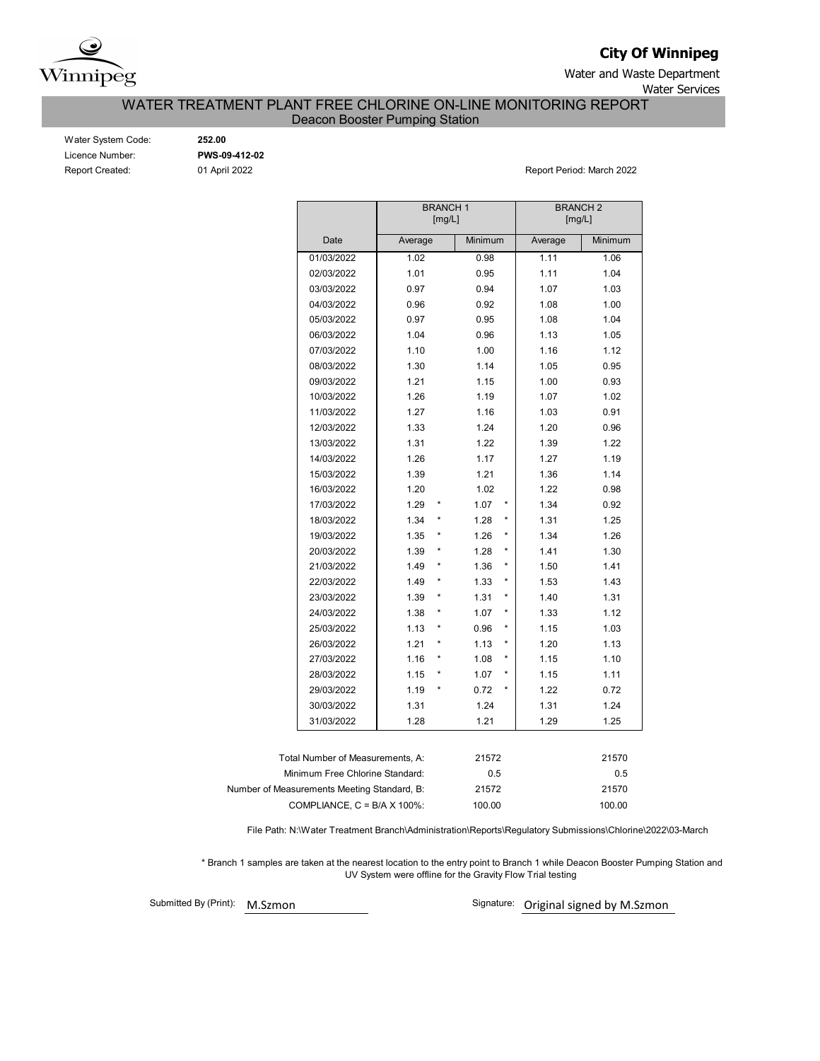**City Of Winnipeg**

Water and Waste Department

Water Services

# WATER TREATMENT PLANT FREE CHLORINE ON-LINE MONITORING REPORT

## Deacon Booster Pumping Station

Water System Code: **252.00**

Licence Number: **PWS-09-412-02**

Report Created: 01 April 2022

Report Period: March 2022

| | BRANCH 1 [mg/L] | | BRANCH 2 [mg/L] | |
|---|---|---|---|---|
| Date | Average | Minimum | Average | Minimum |
| 01/03/2022 | 1.02 | 0.98 | 1.11 | 1.06 |
| 02/03/2022 | 1.01 | 0.95 | 1.11 | 1.04 |
| 03/03/2022 | 0.97 | 0.94 | 1.07 | 1.03 |
| 04/03/2022 | 0.96 | 0.92 | 1.08 | 1.00 |
| 05/03/2022 | 0.97 | 0.95 | 1.08 | 1.04 |
| 06/03/2022 | 1.04 | 0.96 | 1.13 | 1.05 |
| 07/03/2022 | 1.10 | 1.00 | 1.16 | 1.12 |
| 08/03/2022 | 1.30 | 1.14 | 1.05 | 0.95 |
| 09/03/2022 | 1.21 | 1.15 | 1.00 | 0.93 |
| 10/03/2022 | 1.26 | 1.19 | 1.07 | 1.02 |
| 11/03/2022 | 1.27 | 1.16 | 1.03 | 0.91 |
| 12/03/2022 | 1.33 | 1.24 | 1.20 | 0.96 |
| 13/03/2022 | 1.31 | 1.22 | 1.39 | 1.22 |
| 14/03/2022 | 1.26 | 1.17 | 1.27 | 1.19 |
| 15/03/2022 | 1.39 | 1.21 | 1.36 | 1.14 |
| 16/03/2022 | 1.20 | 1.02 | 1.22 | 0.98 |
| 17/03/2022 | 1.29 * | 1.07 * | 1.34 | 0.92 |
| 18/03/2022 | 1.34 * | 1.28 * | 1.31 | 1.25 |
| 19/03/2022 | 1.35 * | 1.26 * | 1.34 | 1.26 |
| 20/03/2022 | 1.39 * | 1.28 * | 1.41 | 1.30 |
| 21/03/2022 | 1.49 * | 1.36 * | 1.50 | 1.41 |
| 22/03/2022 | 1.49 * | 1.33 * | 1.53 | 1.43 |
| 23/03/2022 | 1.39 * | 1.31 * | 1.40 | 1.31 |
| 24/03/2022 | 1.38 * | 1.07 * | 1.33 | 1.12 |
| 25/03/2022 | 1.13 * | 0.96 * | 1.15 | 1.03 |
| 26/03/2022 | 1.21 * | 1.13 * | 1.20 | 1.13 |
| 27/03/2022 | 1.16 * | 1.08 * | 1.15 | 1.10 |
| 28/03/2022 | 1.15 * | 1.07 * | 1.15 | 1.11 |
| 29/03/2022 | 1.19 * | 0.72 * | 1.22 | 0.72 |
| 30/03/2022 | 1.31 | 1.24 | 1.31 | 1.24 |
| 31/03/2022 | 1.28 | 1.21 | 1.29 | 1.25 |

| | Branch 1 | Branch 2 |
|---|---|---|
| Total Number of Measurements, A: | 21572 | 21570 |
| Minimum Free Chlorine Standard: | 0.5 | 0.5 |
| Number of Measurements Meeting Standard, B: | 21572 | 21570 |
| COMPLIANCE, C = B/A X 100%: | 100.00 | 100.00 |

File Path: N:\Water Treatment Branch\Administration\Reports\Regulatory Submissions\Chlorine\2022\03-March

* Branch 1 samples are taken at the nearest location to the entry point to Branch 1 while Deacon Booster Pumping Station and UV System were offline for the Gravity Flow Trial testing

Submitted By (Print): M.Szmon

Signature: Original signed by M.Szmon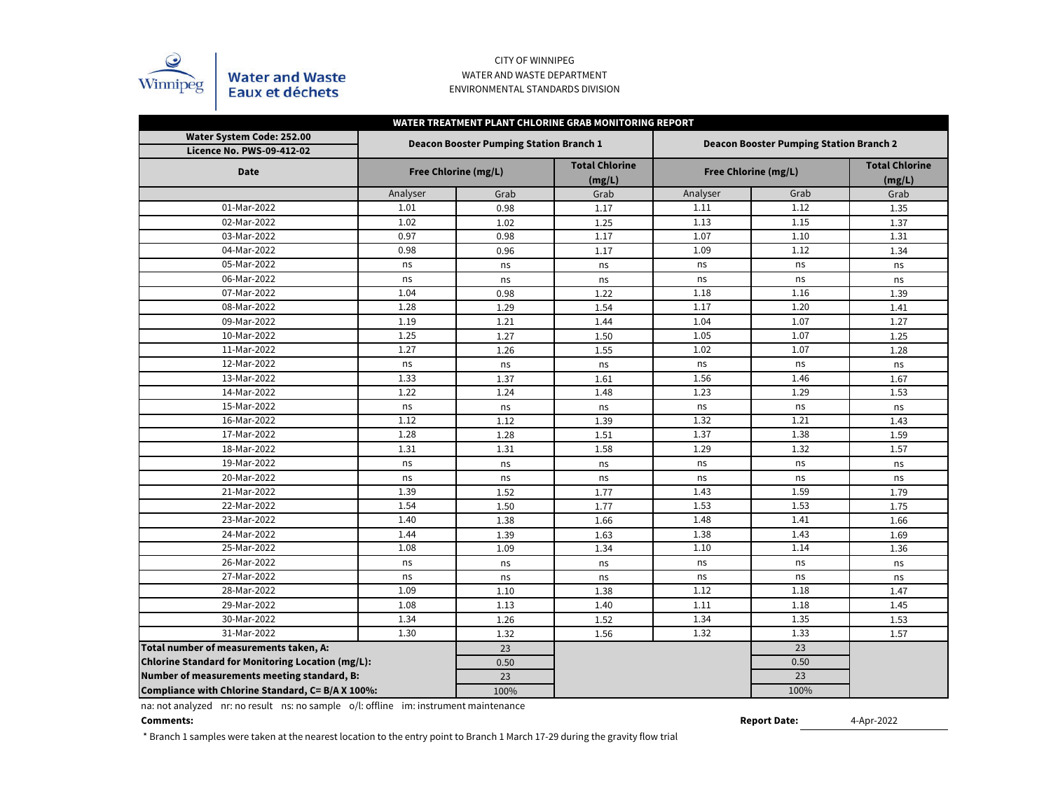CITY OF WINNIPEG
WATER AND WASTE DEPARTMENT
ENVIRONMENTAL STANDARDS DIVISION

Water and Waste
Eaux et déchets

| WATER TREATMENT PLANT CHLORINE GRAB MONITORING REPORT | | | | | | |
|---|---|---|---|---|---|---|
| Water System Code: 252.00 Licence No. PWS-09-412-02 | Deacon Booster Pumping Station Branch 1 | | | Deacon Booster Pumping Station Branch 2 | | |
| Date | Free Chlorine (mg/L) | | Total Chlorine (mg/L) | Free Chlorine (mg/L) | | Total Chlorine (mg/L) |
| | Analyser | Grab | Grab | Analyser | Grab | Grab |
| 01-Mar-2022 | 1.01 | 0.98 | 1.17 | 1.11 | 1.12 | 1.35 |
| 02-Mar-2022 | 1.02 | 1.02 | 1.25 | 1.13 | 1.15 | 1.37 |
| 03-Mar-2022 | 0.97 | 0.98 | 1.17 | 1.07 | 1.10 | 1.31 |
| 04-Mar-2022 | 0.98 | 0.96 | 1.17 | 1.09 | 1.12 | 1.34 |
| 05-Mar-2022 | ns | ns | ns | ns | ns | ns |
| 06-Mar-2022 | ns | ns | ns | ns | ns | ns |
| 07-Mar-2022 | 1.04 | 0.98 | 1.22 | 1.18 | 1.16 | 1.39 |
| 08-Mar-2022 | 1.28 | 1.29 | 1.54 | 1.17 | 1.20 | 1.41 |
| 09-Mar-2022 | 1.19 | 1.21 | 1.44 | 1.04 | 1.07 | 1.27 |
| 10-Mar-2022 | 1.25 | 1.27 | 1.50 | 1.05 | 1.07 | 1.25 |
| 11-Mar-2022 | 1.27 | 1.26 | 1.55 | 1.02 | 1.07 | 1.28 |
| 12-Mar-2022 | ns | ns | ns | ns | ns | ns |
| 13-Mar-2022 | 1.33 | 1.37 | 1.61 | 1.56 | 1.46 | 1.67 |
| 14-Mar-2022 | 1.22 | 1.24 | 1.48 | 1.23 | 1.29 | 1.53 |
| 15-Mar-2022 | ns | ns | ns | ns | ns | ns |
| 16-Mar-2022 | 1.12 | 1.12 | 1.39 | 1.32 | 1.21 | 1.43 |
| 17-Mar-2022 | 1.28 | 1.28 | 1.51 | 1.37 | 1.38 | 1.59 |
| 18-Mar-2022 | 1.31 | 1.31 | 1.58 | 1.29 | 1.32 | 1.57 |
| 19-Mar-2022 | ns | ns | ns | ns | ns | ns |
| 20-Mar-2022 | ns | ns | ns | ns | ns | ns |
| 21-Mar-2022 | 1.39 | 1.52 | 1.77 | 1.43 | 1.59 | 1.79 |
| 22-Mar-2022 | 1.54 | 1.50 | 1.77 | 1.53 | 1.53 | 1.75 |
| 23-Mar-2022 | 1.40 | 1.38 | 1.66 | 1.48 | 1.41 | 1.66 |
| 24-Mar-2022 | 1.44 | 1.39 | 1.63 | 1.38 | 1.43 | 1.69 |
| 25-Mar-2022 | 1.08 | 1.09 | 1.34 | 1.10 | 1.14 | 1.36 |
| 26-Mar-2022 | ns | ns | ns | ns | ns | ns |
| 27-Mar-2022 | ns | ns | ns | ns | ns | ns |
| 28-Mar-2022 | 1.09 | 1.10 | 1.38 | 1.12 | 1.18 | 1.47 |
| 29-Mar-2022 | 1.08 | 1.13 | 1.40 | 1.11 | 1.18 | 1.45 |
| 30-Mar-2022 | 1.34 | 1.26 | 1.52 | 1.34 | 1.35 | 1.53 |
| 31-Mar-2022 | 1.30 | 1.32 | 1.56 | 1.32 | 1.33 | 1.57 |
| **Total number of measurements taken, A:** | | 23 | | | 23 | |
| **Chlorine Standard for Monitoring Location (mg/L):** | | 0.50 | | | 0.50 | |
| **Number of measurements meeting standard, B:** | | 23 | | | 23 | |
| **Compliance with Chlorine Standard, C= B/A X 100%:** | | 100% | | | 100% | |

na: not analyzed nr: no result ns: no sample o/l: offline im: instrument maintenance

**Comments:**

**Report Date:** 4-Apr-2022

* Branch 1 samples were taken at the nearest location to the entry point to Branch 1 March 17-29 during the gravity flow trial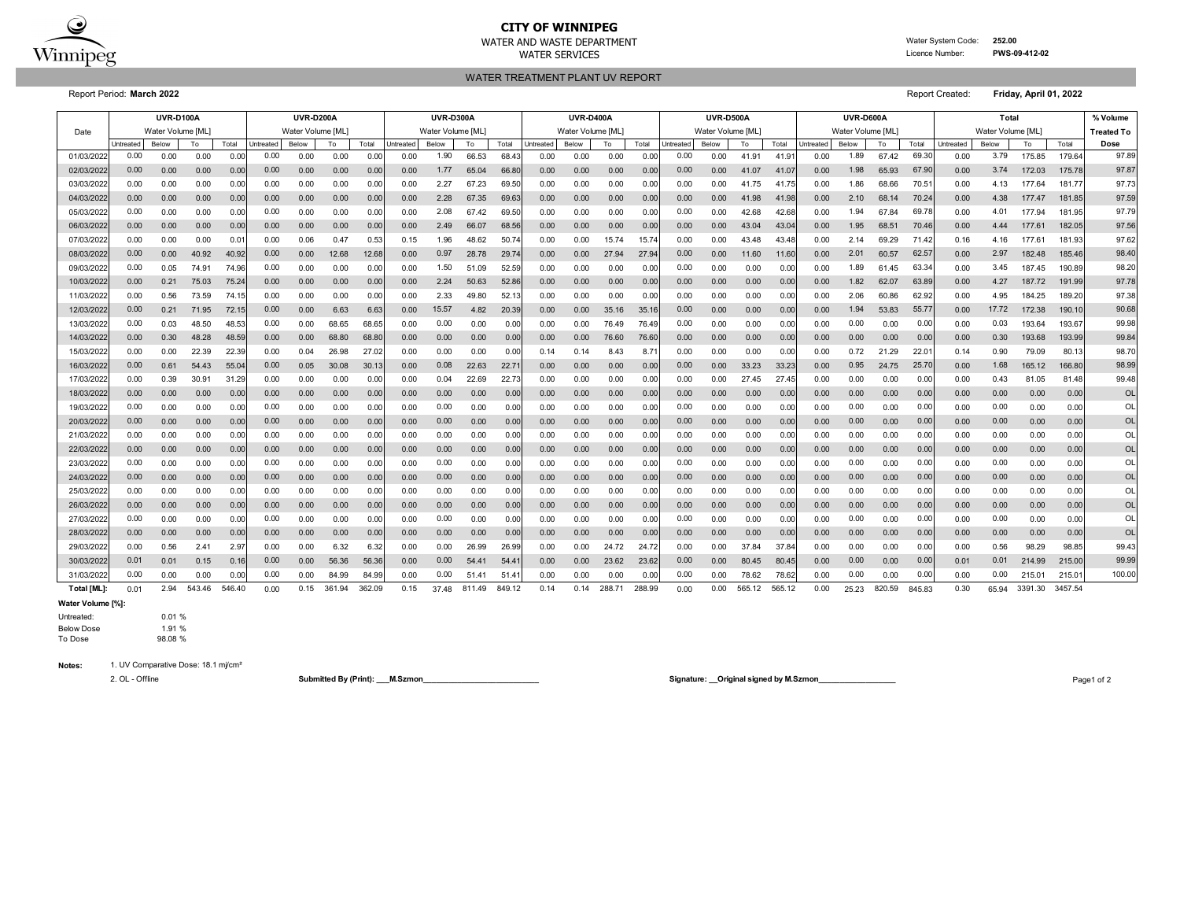# CITY OF WINNIPEG

WATER AND WASTE DEPARTMENT

WATER SERVICES

Water System Code: **252.00**

Licence Number: **PWS-09-412-02**

## WATER TREATMENT PLANT UV REPORT

Report Period: **March 2022**

Report Created: **Friday, April 01, 2022**

| Date | UVR-D100A Water Volume [ML] | | | | UVR-D200A Water Volume [ML] | | | | UVR-D300A Water Volume [ML] | | | | UVR-D400A Water Volume [ML] | | | | UVR-D500A Water Volume [ML] | | | | UVR-D600A Water Volume [ML] | | | | Total Water Volume [ML] | | | | % Volume Treated To Dose |
|---|---|---|---|---|---|---|---|---|---|---|---|---|---|---|---|---|---|---|---|---|---|---|---|---|---|---|---|---|---|
| | Untreated | Below | To | Total | Untreated | Below | To | Total | Untreated | Below | To | Total | Untreated | Below | To | Total | Untreated | Below | To | Total | Untreated | Below | To | Total | Untreated | Below | To | Total | |
| 01/03/2022 | 0.00 | 0.00 | 0.00 | 0.00 | 0.00 | 0.00 | 0.00 | 0.00 | 0.00 | 1.90 | 66.53 | 68.43 | 0.00 | 0.00 | 0.00 | 0.00 | 0.00 | 0.00 | 41.91 | 41.91 | 0.00 | 1.89 | 67.42 | 69.30 | 0.00 | 3.79 | 175.85 | 179.64 | 97.89 |
| 02/03/2022 | 0.00 | 0.00 | 0.00 | 0.00 | 0.00 | 0.00 | 0.00 | 0.00 | 0.00 | 1.77 | 65.04 | 66.80 | 0.00 | 0.00 | 0.00 | 0.00 | 0.00 | 0.00 | 41.07 | 41.07 | 0.00 | 1.98 | 65.93 | 67.90 | 0.00 | 3.74 | 172.03 | 175.78 | 97.87 |
| 03/03/2022 | 0.00 | 0.00 | 0.00 | 0.00 | 0.00 | 0.00 | 0.00 | 0.00 | 0.00 | 2.27 | 67.23 | 69.50 | 0.00 | 0.00 | 0.00 | 0.00 | 0.00 | 0.00 | 41.75 | 41.75 | 0.00 | 1.86 | 68.66 | 70.51 | 0.00 | 4.13 | 177.64 | 181.77 | 97.73 |
| 04/03/2022 | 0.00 | 0.00 | 0.00 | 0.00 | 0.00 | 0.00 | 0.00 | 0.00 | 0.00 | 2.28 | 67.35 | 69.63 | 0.00 | 0.00 | 0.00 | 0.00 | 0.00 | 0.00 | 41.98 | 41.98 | 0.00 | 2.10 | 68.14 | 70.24 | 0.00 | 4.38 | 177.47 | 181.85 | 97.59 |
| 05/03/2022 | 0.00 | 0.00 | 0.00 | 0.00 | 0.00 | 0.00 | 0.00 | 0.00 | 0.00 | 2.08 | 67.42 | 69.50 | 0.00 | 0.00 | 0.00 | 0.00 | 0.00 | 0.00 | 42.68 | 42.68 | 0.00 | 1.94 | 67.84 | 69.78 | 0.00 | 4.01 | 177.94 | 181.95 | 97.79 |
| 06/03/2022 | 0.00 | 0.00 | 0.00 | 0.00 | 0.00 | 0.00 | 0.00 | 0.00 | 0.00 | 2.49 | 66.07 | 68.56 | 0.00 | 0.00 | 0.00 | 0.00 | 0.00 | 0.00 | 43.04 | 43.04 | 0.00 | 1.95 | 68.51 | 70.46 | 0.00 | 4.44 | 177.61 | 182.05 | 97.56 |
| 07/03/2022 | 0.00 | 0.00 | 0.00 | 0.01 | 0.00 | 0.06 | 0.47 | 0.53 | 0.15 | 1.96 | 48.62 | 50.74 | 0.00 | 0.00 | 15.74 | 15.74 | 0.00 | 0.00 | 43.48 | 43.48 | 0.00 | 2.14 | 69.29 | 71.42 | 0.16 | 4.16 | 177.61 | 181.93 | 97.62 |
| 08/03/2022 | 0.00 | 0.00 | 40.92 | 40.92 | 0.00 | 0.00 | 12.68 | 12.68 | 0.00 | 0.97 | 28.78 | 29.74 | 0.00 | 0.00 | 27.94 | 27.94 | 0.00 | 0.00 | 11.60 | 11.60 | 0.00 | 2.01 | 60.57 | 62.57 | 0.00 | 2.97 | 182.48 | 185.46 | 98.40 |
| 09/03/2022 | 0.00 | 0.05 | 74.91 | 74.96 | 0.00 | 0.00 | 0.00 | 0.00 | 0.00 | 1.50 | 51.09 | 52.59 | 0.00 | 0.00 | 0.00 | 0.00 | 0.00 | 0.00 | 0.00 | 0.00 | 0.00 | 1.89 | 61.45 | 63.34 | 0.00 | 3.45 | 187.45 | 190.89 | 98.20 |
| 10/03/2022 | 0.00 | 0.21 | 75.03 | 75.24 | 0.00 | 0.00 | 0.00 | 0.00 | 0.00 | 2.24 | 50.63 | 52.86 | 0.00 | 0.00 | 0.00 | 0.00 | 0.00 | 0.00 | 0.00 | 0.00 | 0.00 | 1.82 | 62.07 | 63.89 | 0.00 | 4.27 | 187.72 | 191.99 | 97.78 |
| 11/03/2022 | 0.00 | 0.56 | 73.59 | 74.15 | 0.00 | 0.00 | 0.00 | 0.00 | 0.00 | 2.33 | 49.80 | 52.13 | 0.00 | 0.00 | 0.00 | 0.00 | 0.00 | 0.00 | 0.00 | 0.00 | 0.00 | 2.06 | 60.86 | 62.92 | 0.00 | 4.95 | 184.25 | 189.20 | 97.38 |
| 12/03/2022 | 0.00 | 0.21 | 71.95 | 72.15 | 0.00 | 0.00 | 6.63 | 6.63 | 0.00 | 15.57 | 4.82 | 20.39 | 0.00 | 0.00 | 35.16 | 35.16 | 0.00 | 0.00 | 0.00 | 0.00 | 0.00 | 1.94 | 53.83 | 55.77 | 0.00 | 17.72 | 172.38 | 190.10 | 90.68 |
| 13/03/2022 | 0.00 | 0.03 | 48.50 | 48.53 | 0.00 | 0.00 | 68.65 | 68.65 | 0.00 | 0.00 | 0.00 | 0.00 | 0.00 | 0.00 | 76.49 | 76.49 | 0.00 | 0.00 | 0.00 | 0.00 | 0.00 | 0.00 | 0.00 | 0.00 | 0.00 | 0.03 | 193.64 | 193.67 | 99.98 |
| 14/03/2022 | 0.00 | 0.30 | 48.28 | 48.59 | 0.00 | 0.00 | 68.80 | 68.80 | 0.00 | 0.00 | 0.00 | 0.00 | 0.00 | 0.00 | 76.60 | 76.60 | 0.00 | 0.00 | 0.00 | 0.00 | 0.00 | 0.00 | 0.00 | 0.00 | 0.00 | 0.30 | 193.68 | 193.99 | 99.84 |
| 15/03/2022 | 0.00 | 0.00 | 22.39 | 22.39 | 0.00 | 0.04 | 26.98 | 27.02 | 0.00 | 0.00 | 0.00 | 0.00 | 0.14 | 0.14 | 8.43 | 8.71 | 0.00 | 0.00 | 0.00 | 0.00 | 0.00 | 0.72 | 21.29 | 22.01 | 0.14 | 0.90 | 79.09 | 80.13 | 98.70 |
| 16/03/2022 | 0.00 | 0.61 | 54.43 | 55.04 | 0.00 | 0.05 | 30.08 | 30.13 | 0.00 | 0.08 | 22.63 | 22.71 | 0.00 | 0.00 | 0.00 | 0.00 | 0.00 | 0.00 | 33.23 | 33.23 | 0.00 | 0.95 | 24.75 | 25.70 | 0.00 | 1.68 | 165.12 | 166.80 | 98.99 |
| 17/03/2022 | 0.00 | 0.39 | 30.91 | 31.29 | 0.00 | 0.00 | 0.00 | 0.00 | 0.00 | 0.04 | 22.69 | 22.73 | 0.00 | 0.00 | 0.00 | 0.00 | 0.00 | 0.00 | 27.45 | 27.45 | 0.00 | 0.00 | 0.00 | 0.00 | 0.00 | 0.43 | 81.05 | 81.48 | 99.48 |
| 18/03/2022 | 0.00 | 0.00 | 0.00 | 0.00 | 0.00 | 0.00 | 0.00 | 0.00 | 0.00 | 0.00 | 0.00 | 0.00 | 0.00 | 0.00 | 0.00 | 0.00 | 0.00 | 0.00 | 0.00 | 0.00 | 0.00 | 0.00 | 0.00 | 0.00 | 0.00 | 0.00 | 0.00 | 0.00 | OL |
| 19/03/2022 | 0.00 | 0.00 | 0.00 | 0.00 | 0.00 | 0.00 | 0.00 | 0.00 | 0.00 | 0.00 | 0.00 | 0.00 | 0.00 | 0.00 | 0.00 | 0.00 | 0.00 | 0.00 | 0.00 | 0.00 | 0.00 | 0.00 | 0.00 | 0.00 | 0.00 | 0.00 | 0.00 | 0.00 | OL |
| 20/03/2022 | 0.00 | 0.00 | 0.00 | 0.00 | 0.00 | 0.00 | 0.00 | 0.00 | 0.00 | 0.00 | 0.00 | 0.00 | 0.00 | 0.00 | 0.00 | 0.00 | 0.00 | 0.00 | 0.00 | 0.00 | 0.00 | 0.00 | 0.00 | 0.00 | 0.00 | 0.00 | 0.00 | 0.00 | OL |
| 21/03/2022 | 0.00 | 0.00 | 0.00 | 0.00 | 0.00 | 0.00 | 0.00 | 0.00 | 0.00 | 0.00 | 0.00 | 0.00 | 0.00 | 0.00 | 0.00 | 0.00 | 0.00 | 0.00 | 0.00 | 0.00 | 0.00 | 0.00 | 0.00 | 0.00 | 0.00 | 0.00 | 0.00 | 0.00 | OL |
| 22/03/2022 | 0.00 | 0.00 | 0.00 | 0.00 | 0.00 | 0.00 | 0.00 | 0.00 | 0.00 | 0.00 | 0.00 | 0.00 | 0.00 | 0.00 | 0.00 | 0.00 | 0.00 | 0.00 | 0.00 | 0.00 | 0.00 | 0.00 | 0.00 | 0.00 | 0.00 | 0.00 | 0.00 | 0.00 | OL |
| 23/03/2022 | 0.00 | 0.00 | 0.00 | 0.00 | 0.00 | 0.00 | 0.00 | 0.00 | 0.00 | 0.00 | 0.00 | 0.00 | 0.00 | 0.00 | 0.00 | 0.00 | 0.00 | 0.00 | 0.00 | 0.00 | 0.00 | 0.00 | 0.00 | 0.00 | 0.00 | 0.00 | 0.00 | 0.00 | OL |
| 24/03/2022 | 0.00 | 0.00 | 0.00 | 0.00 | 0.00 | 0.00 | 0.00 | 0.00 | 0.00 | 0.00 | 0.00 | 0.00 | 0.00 | 0.00 | 0.00 | 0.00 | 0.00 | 0.00 | 0.00 | 0.00 | 0.00 | 0.00 | 0.00 | 0.00 | 0.00 | 0.00 | 0.00 | 0.00 | OL |
| 25/03/2022 | 0.00 | 0.00 | 0.00 | 0.00 | 0.00 | 0.00 | 0.00 | 0.00 | 0.00 | 0.00 | 0.00 | 0.00 | 0.00 | 0.00 | 0.00 | 0.00 | 0.00 | 0.00 | 0.00 | 0.00 | 0.00 | 0.00 | 0.00 | 0.00 | 0.00 | 0.00 | 0.00 | 0.00 | OL |
| 26/03/2022 | 0.00 | 0.00 | 0.00 | 0.00 | 0.00 | 0.00 | 0.00 | 0.00 | 0.00 | 0.00 | 0.00 | 0.00 | 0.00 | 0.00 | 0.00 | 0.00 | 0.00 | 0.00 | 0.00 | 0.00 | 0.00 | 0.00 | 0.00 | 0.00 | 0.00 | 0.00 | 0.00 | 0.00 | OL |
| 27/03/2022 | 0.00 | 0.00 | 0.00 | 0.00 | 0.00 | 0.00 | 0.00 | 0.00 | 0.00 | 0.00 | 0.00 | 0.00 | 0.00 | 0.00 | 0.00 | 0.00 | 0.00 | 0.00 | 0.00 | 0.00 | 0.00 | 0.00 | 0.00 | 0.00 | 0.00 | 0.00 | 0.00 | 0.00 | OL |
| 28/03/2022 | 0.00 | 0.00 | 0.00 | 0.00 | 0.00 | 0.00 | 0.00 | 0.00 | 0.00 | 0.00 | 0.00 | 0.00 | 0.00 | 0.00 | 0.00 | 0.00 | 0.00 | 0.00 | 0.00 | 0.00 | 0.00 | 0.00 | 0.00 | 0.00 | 0.00 | 0.00 | 0.00 | 0.00 | OL |
| 29/03/2022 | 0.00 | 0.56 | 2.41 | 2.97 | 0.00 | 0.00 | 6.32 | 6.32 | 0.00 | 0.00 | 26.99 | 26.99 | 0.00 | 0.00 | 24.72 | 24.72 | 0.00 | 0.00 | 37.84 | 37.84 | 0.00 | 0.00 | 0.00 | 0.00 | 0.00 | 0.56 | 98.29 | 98.85 | 99.43 |
| 30/03/2022 | 0.01 | 0.01 | 0.15 | 0.16 | 0.00 | 0.00 | 56.36 | 56.36 | 0.00 | 0.00 | 54.41 | 54.41 | 0.00 | 0.00 | 23.62 | 23.62 | 0.00 | 0.00 | 80.45 | 80.45 | 0.00 | 0.00 | 0.00 | 0.00 | 0.01 | 0.01 | 214.99 | 215.00 | 99.99 |
| 31/03/2022 | 0.00 | 0.00 | 0.00 | 0.00 | 0.00 | 0.00 | 84.99 | 84.99 | 0.00 | 0.00 | 51.41 | 51.41 | 0.00 | 0.00 | 0.00 | 0.00 | 0.00 | 0.00 | 78.62 | 78.62 | 0.00 | 0.00 | 0.00 | 0.00 | 0.00 | 0.00 | 215.01 | 215.01 | 100.00 |
| **Total [ML]:** | 0.01 | 2.94 | 543.46 | 546.40 | 0.00 | 0.15 | 361.94 | 362.09 | 0.15 | 37.48 | 811.49 | 849.12 | 0.14 | 0.14 | 288.71 | 288.99 | 0.00 | 0.00 | 565.12 | 565.12 | 0.00 | 25.23 | 820.59 | 845.83 | 0.30 | 65.94 | 3391.30 | 3457.54 | |

**Water Volume [%]:**

| | |
|---|---|
| Untreated: | 0.01 % |
| Below Dose | 1.91 % |
| To Dose | 98.08 % |

**Notes:**
1. UV Comparative Dose: 18.1 mj/cm²
2. OL - Offline

**Submitted By (Print):** ___M.Szmon___________________________

**Signature:** __Original signed by M.Szmon__________________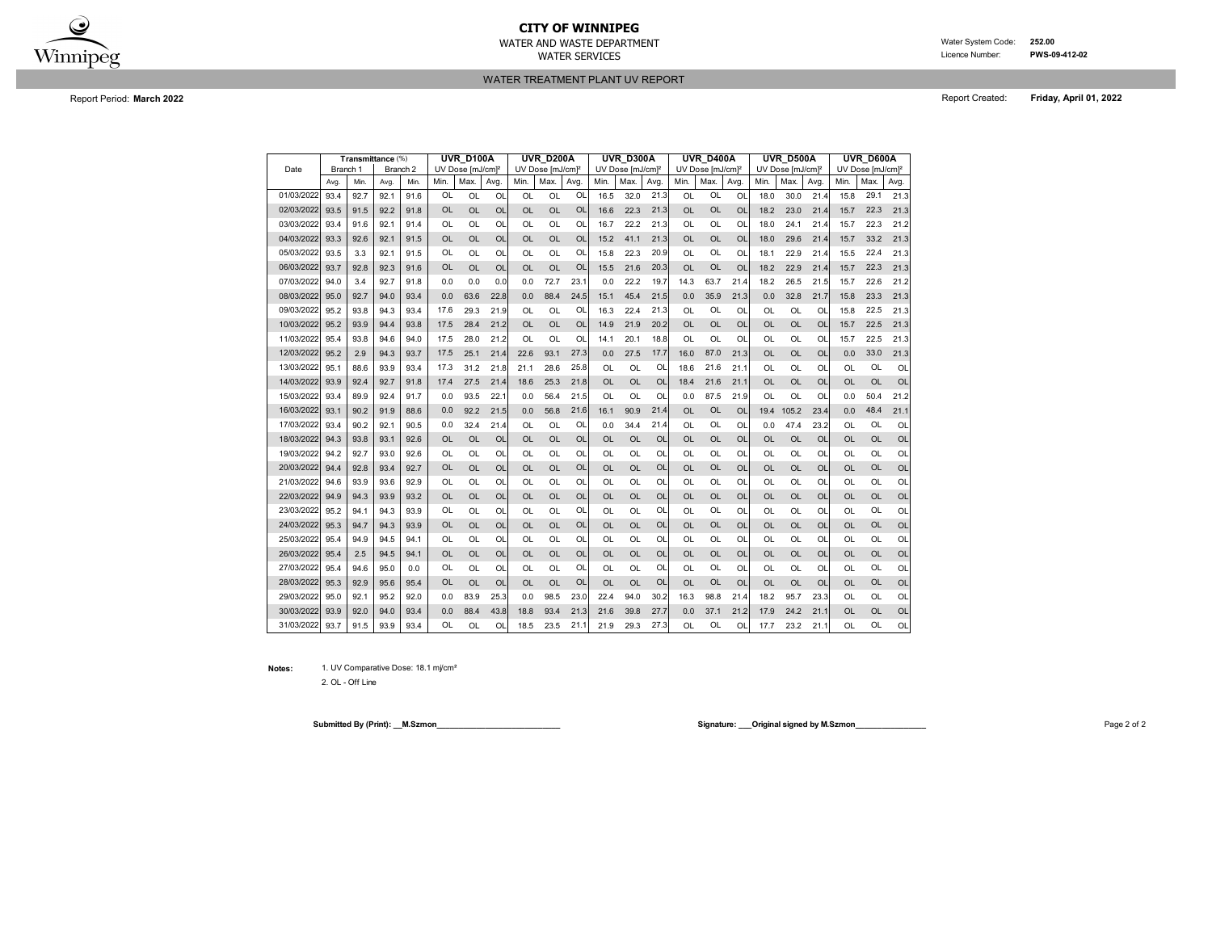**CITY OF WINNIPEG**

WATER AND WASTE DEPARTMENT

WATER SERVICES

Water System Code: **252.00**

Licence Number: **PWS-09-412-02**

WATER TREATMENT PLANT UV REPORT

Report Period: **March 2022**

Report Created: **Friday, April 01, 2022**

| Date | Transmittance (%) | | | | UVR_D100A UV Dose [mJ/cm]² | | | UVR_D200A UV Dose [mJ/cm]² | | | UVR_D300A UV Dose [mJ/cm]² | | | UVR_D400A UV Dose [mJ/cm]² | | | UVR_D500A UV Dose [mJ/cm]² | | | UVR_D600A UV Dose [mJ/cm]² | | |
|---|---|---|---|---|---|---|---|---|---|---|---|---|---|---|---|---|---|---|---|---|---|---|
| | Branch 1 | | Branch 2 | | | | | | | | | | | | | | | | | | | |
| | Avg. | Min. | Avg. | Min. | Min. | Max. | Avg. | Min. | Max. | Avg. | Min. | Max. | Avg. | Min. | Max. | Avg. | Min. | Max. | Avg. | Min. | Max. | Avg. |
| 01/03/2022 | 93.4 | 92.7 | 92.1 | 91.6 | OL | OL | OL | OL | OL | OL | 16.5 | 32.0 | 21.3 | OL | OL | OL | 18.0 | 30.0 | 21.4 | 15.8 | 29.1 | 21.3 |
| 02/03/2022 | 93.5 | 91.5 | 92.2 | 91.8 | OL | OL | OL | OL | OL | OL | 16.6 | 22.3 | 21.3 | OL | OL | OL | 18.2 | 23.0 | 21.4 | 15.7 | 22.3 | 21.3 |
| 03/03/2022 | 93.4 | 91.6 | 92.1 | 91.4 | OL | OL | OL | OL | OL | OL | 16.7 | 22.2 | 21.3 | OL | OL | OL | 18.0 | 24.1 | 21.4 | 15.7 | 22.3 | 21.2 |
| 04/03/2022 | 93.3 | 92.6 | 92.1 | 91.5 | OL | OL | OL | OL | OL | OL | 15.2 | 41.1 | 21.3 | OL | OL | OL | 18.0 | 29.6 | 21.4 | 15.7 | 33.2 | 21.3 |
| 05/03/2022 | 93.5 | 3.3 | 92.1 | 91.5 | OL | OL | OL | OL | OL | OL | 15.8 | 22.3 | 20.9 | OL | OL | OL | 18.1 | 22.9 | 21.4 | 15.5 | 22.4 | 21.3 |
| 06/03/2022 | 93.7 | 92.8 | 92.3 | 91.6 | OL | OL | OL | OL | OL | OL | 15.5 | 21.6 | 20.3 | OL | OL | OL | 18.2 | 22.9 | 21.4 | 15.7 | 22.3 | 21.3 |
| 07/03/2022 | 94.0 | 3.4 | 92.7 | 91.8 | 0.0 | 0.0 | 0.0 | 0.0 | 72.7 | 23.1 | 0.0 | 22.2 | 19.7 | 14.3 | 63.7 | 21.4 | 18.2 | 26.5 | 21.5 | 15.7 | 22.6 | 21.2 |
| 08/03/2022 | 95.0 | 92.7 | 94.0 | 93.4 | 0.0 | 63.6 | 22.8 | 0.0 | 88.4 | 24.5 | 15.1 | 45.4 | 21.5 | 0.0 | 35.9 | 21.3 | 0.0 | 32.8 | 21.7 | 15.8 | 23.3 | 21.3 |
| 09/03/2022 | 95.2 | 93.8 | 94.3 | 93.4 | 17.6 | 29.3 | 21.9 | OL | OL | OL | 16.3 | 22.4 | 21.3 | OL | OL | OL | OL | OL | OL | 15.8 | 22.5 | 21.3 |
| 10/03/2022 | 95.2 | 93.9 | 94.4 | 93.8 | 17.5 | 28.4 | 21.2 | OL | OL | OL | 14.9 | 21.9 | 20.2 | OL | OL | OL | OL | OL | OL | 15.7 | 22.5 | 21.3 |
| 11/03/2022 | 95.4 | 93.8 | 94.6 | 94.0 | 17.5 | 28.0 | 21.2 | OL | OL | OL | 14.1 | 20.1 | 18.8 | OL | OL | OL | OL | OL | OL | 15.7 | 22.5 | 21.3 |
| 12/03/2022 | 95.2 | 2.9 | 94.3 | 93.7 | 17.5 | 25.1 | 21.4 | 22.6 | 93.1 | 27.3 | 0.0 | 27.5 | 17.7 | 16.0 | 87.0 | 21.3 | OL | OL | OL | 0.0 | 33.0 | 21.3 |
| 13/03/2022 | 95.1 | 88.6 | 93.9 | 93.4 | 17.3 | 31.2 | 21.8 | 21.1 | 28.6 | 25.8 | OL | OL | OL | 18.6 | 21.6 | 21.1 | OL | OL | OL | OL | OL | OL |
| 14/03/2022 | 93.9 | 92.4 | 92.7 | 91.8 | 17.4 | 27.5 | 21.4 | 18.6 | 25.3 | 21.8 | OL | OL | OL | 18.4 | 21.6 | 21.1 | OL | OL | OL | OL | OL | OL |
| 15/03/2022 | 93.4 | 89.9 | 92.4 | 91.7 | 0.0 | 93.5 | 22.1 | 0.0 | 56.4 | 21.5 | OL | OL | OL | 0.0 | 87.5 | 21.9 | OL | OL | OL | 0.0 | 50.4 | 21.2 |
| 16/03/2022 | 93.1 | 90.2 | 91.9 | 88.6 | 0.0 | 92.2 | 21.5 | 0.0 | 56.8 | 21.6 | 16.1 | 90.9 | 21.4 | OL | OL | OL | 19.4 | 105.2 | 23.4 | 0.0 | 48.4 | 21.1 |
| 17/03/2022 | 93.4 | 90.2 | 92.1 | 90.5 | 0.0 | 32.4 | 21.4 | OL | OL | OL | 0.0 | 34.4 | 21.4 | OL | OL | OL | 0.0 | 47.4 | 23.2 | OL | OL | OL |
| 18/03/2022 | 94.3 | 93.8 | 93.1 | 92.6 | OL | OL | OL | OL | OL | OL | OL | OL | OL | OL | OL | OL | OL | OL | OL | OL | OL | OL |
| 19/03/2022 | 94.2 | 92.7 | 93.0 | 92.6 | OL | OL | OL | OL | OL | OL | OL | OL | OL | OL | OL | OL | OL | OL | OL | OL | OL | OL |
| 20/03/2022 | 94.4 | 92.8 | 93.4 | 92.7 | OL | OL | OL | OL | OL | OL | OL | OL | OL | OL | OL | OL | OL | OL | OL | OL | OL | OL |
| 21/03/2022 | 94.6 | 93.9 | 93.6 | 92.9 | OL | OL | OL | OL | OL | OL | OL | OL | OL | OL | OL | OL | OL | OL | OL | OL | OL | OL |
| 22/03/2022 | 94.9 | 94.3 | 93.9 | 93.2 | OL | OL | OL | OL | OL | OL | OL | OL | OL | OL | OL | OL | OL | OL | OL | OL | OL | OL |
| 23/03/2022 | 95.2 | 94.1 | 94.3 | 93.9 | OL | OL | OL | OL | OL | OL | OL | OL | OL | OL | OL | OL | OL | OL | OL | OL | OL | OL |
| 24/03/2022 | 95.3 | 94.7 | 94.3 | 93.9 | OL | OL | OL | OL | OL | OL | OL | OL | OL | OL | OL | OL | OL | OL | OL | OL | OL | OL |
| 25/03/2022 | 95.4 | 94.9 | 94.5 | 94.1 | OL | OL | OL | OL | OL | OL | OL | OL | OL | OL | OL | OL | OL | OL | OL | OL | OL | OL |
| 26/03/2022 | 95.4 | 2.5 | 94.5 | 94.1 | OL | OL | OL | OL | OL | OL | OL | OL | OL | OL | OL | OL | OL | OL | OL | OL | OL | OL |
| 27/03/2022 | 95.4 | 94.6 | 95.0 | 0.0 | OL | OL | OL | OL | OL | OL | OL | OL | OL | OL | OL | OL | OL | OL | OL | OL | OL | OL |
| 28/03/2022 | 95.3 | 92.9 | 95.6 | 95.4 | OL | OL | OL | OL | OL | OL | OL | OL | OL | OL | OL | OL | OL | OL | OL | OL | OL | OL |
| 29/03/2022 | 95.0 | 92.1 | 95.2 | 92.0 | 0.0 | 83.9 | 25.3 | 0.0 | 98.5 | 23.0 | 22.4 | 94.0 | 30.2 | 16.3 | 98.8 | 21.4 | 18.2 | 95.7 | 23.3 | OL | OL | OL |
| 30/03/2022 | 93.9 | 92.0 | 94.0 | 93.4 | 0.0 | 88.4 | 43.8 | 18.8 | 93.4 | 21.3 | 21.6 | 39.8 | 27.7 | 0.0 | 37.1 | 21.2 | 17.9 | 24.2 | 21.1 | OL | OL | OL |
| 31/03/2022 | 93.7 | 91.5 | 93.9 | 93.4 | OL | OL | OL | 18.5 | 23.5 | 21.1 | 21.9 | 29.3 | 27.3 | OL | OL | OL | 17.7 | 23.2 | 21.1 | OL | OL | OL |

**Notes:**

1. UV Comparative Dose: 18.1 mj/cm²
2. OL - Off Line

**Submitted By (Print): __M.Szmon___________________________**

**Signature: ___Original signed by M.Szmon_______________**